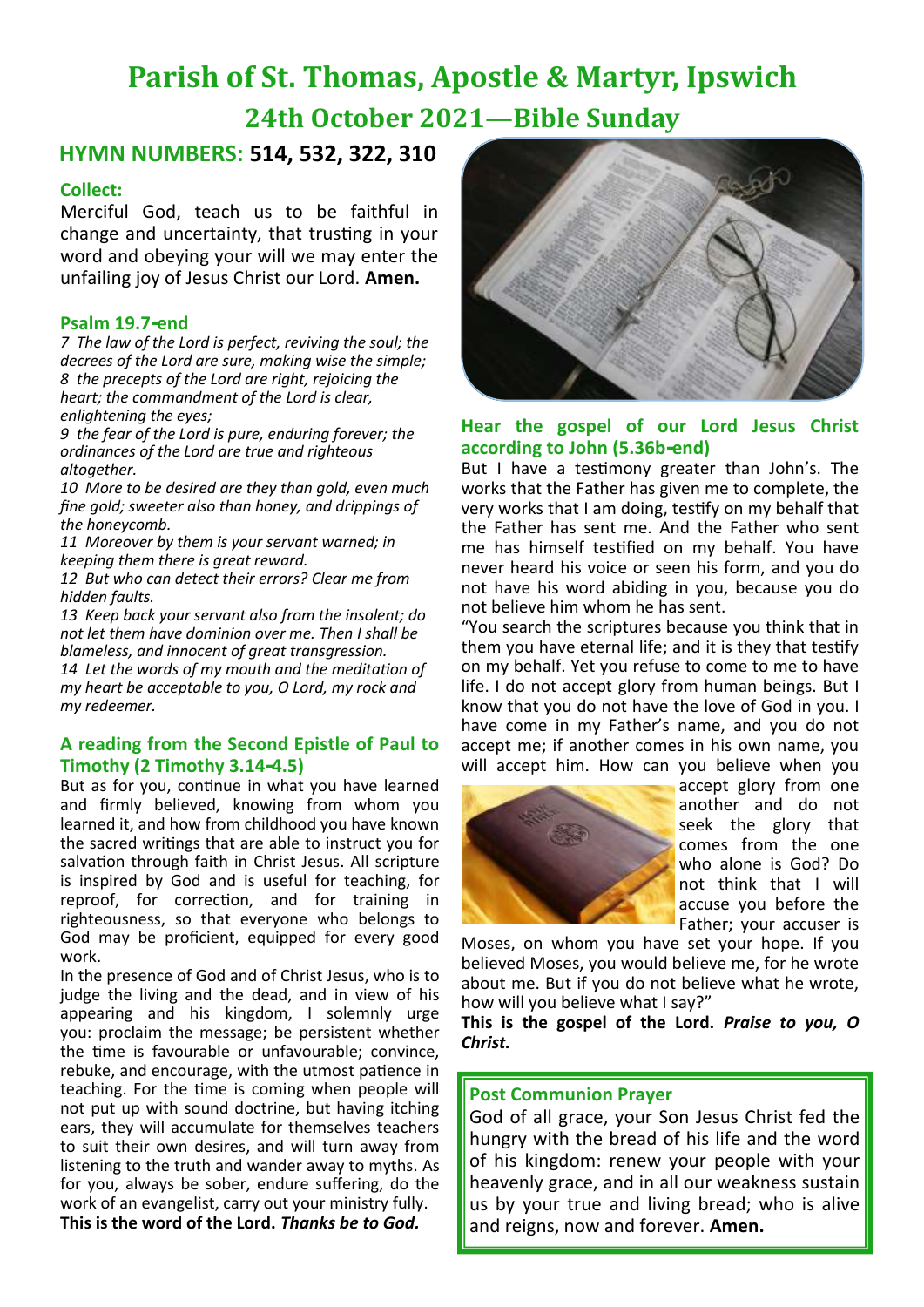# Parish of St. Thomas, Apostle & Martyr, Ipswich

## 24th October 2021—Bible Sunday

### HYMN NUMBERS: 514, 532, 322, 310

### Collect:

Merciful God, teach us to be faithful in change and uncertainty, that trusting in your word and obeying your will we may enter the unfailing joy of Jesus Christ our Lord. **Amen.**

### Psalm 19.7-end

*7 The law of the Lord is perfect, reviving the soul; the decrees of the Lord are sure, making wise the simple;*
*8 the precepts of the Lord are right, rejoicing the heart; the commandment of the Lord is clear, enlightening the eyes;*
*9 the fear of the Lord is pure, enduring forever; the ordinances of the Lord are true and righteous altogether.*
*10 More to be desired are they than gold, even much fine gold; sweeter also than honey, and drippings of the honeycomb.*
*11 Moreover by them is your servant warned; in keeping them there is great reward.*
*12 But who can detect their errors? Clear me from hidden faults.*
*13 Keep back your servant also from the insolent; do not let them have dominion over me. Then I shall be blameless, and innocent of great transgression.*
*14 Let the words of my mouth and the meditation of my heart be acceptable to you, O Lord, my rock and my redeemer.*

### A reading from the Second Epistle of Paul to Timothy (2 Timothy 3.14-4.5)

But as for you, continue in what you have learned and firmly believed, knowing from whom you learned it, and how from childhood you have known the sacred writings that are able to instruct you for salvation through faith in Christ Jesus. All scripture is inspired by God and is useful for teaching, for reproof, for correction, and for training in righteousness, so that everyone who belongs to God may be proficient, equipped for every good work.

In the presence of God and of Christ Jesus, who is to judge the living and the dead, and in view of his appearing and his kingdom, I solemnly urge you: proclaim the message; be persistent whether the time is favourable or unfavourable; convince, rebuke, and encourage, with the utmost patience in teaching. For the time is coming when people will not put up with sound doctrine, but having itching ears, they will accumulate for themselves teachers to suit their own desires, and will turn away from listening to the truth and wander away to myths. As for you, always be sober, endure suffering, do the work of an evangelist, carry out your ministry fully.

**This is the word of the Lord.** ***Thanks be to God.***

### Hear the gospel of our Lord Jesus Christ according to John (5.36b-end)

But I have a testimony greater than John's. The works that the Father has given me to complete, the very works that I am doing, testify on my behalf that the Father has sent me. And the Father who sent me has himself testified on my behalf. You have never heard his voice or seen his form, and you do not have his word abiding in you, because you do not believe him whom he has sent.

"You search the scriptures because you think that in them you have eternal life; and it is they that testify on my behalf. Yet you refuse to come to me to have life. I do not accept glory from human beings. But I know that you do not have the love of God in you. I have come in my Father's name, and you do not accept me; if another comes in his own name, you will accept him. How can you believe when you accept glory from one another and do not seek the glory that comes from the one who alone is God? Do not think that I will accuse you before the Father; your accuser is Moses, on whom you have set your hope. If you believed Moses, you would believe me, for he wrote about me. But if you do not believe what he wrote, how will you believe what I say?"

**This is the gospel of the Lord.** ***Praise to you, O Christ.***

### Post Communion Prayer

God of all grace, your Son Jesus Christ fed the hungry with the bread of his life and the word of his kingdom: renew your people with your heavenly grace, and in all our weakness sustain us by your true and living bread; who is alive and reigns, now and forever. **Amen.**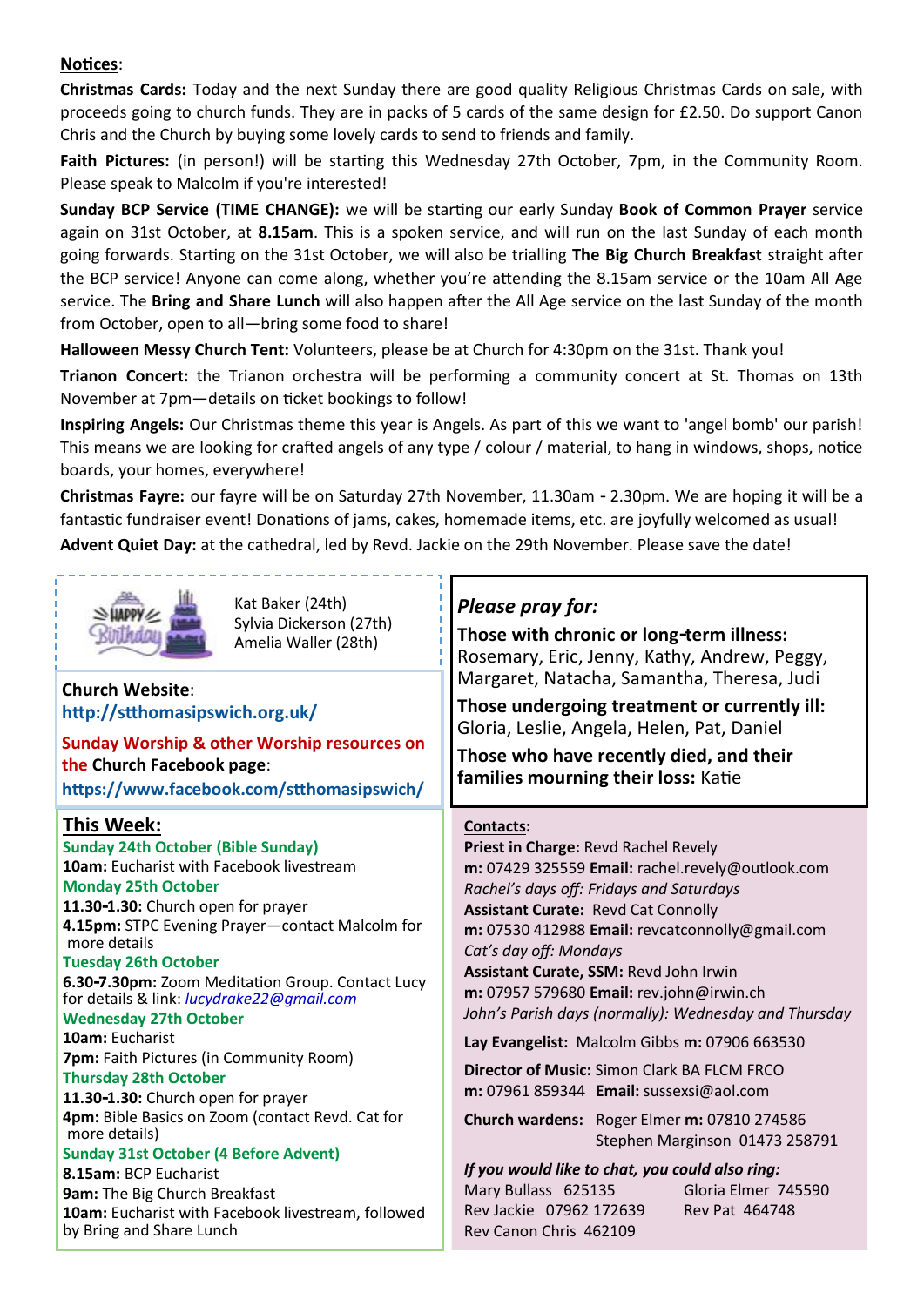**Notices**:

**Christmas Cards:** Today and the next Sunday there are good quality Religious Christmas Cards on sale, with proceeds going to church funds. They are in packs of 5 cards of the same design for £2.50. Do support Canon Chris and the Church by buying some lovely cards to send to friends and family.

**Faith Pictures:** (in person!) will be starting this Wednesday 27th October, 7pm, in the Community Room. Please speak to Malcolm if you're interested!

**Sunday BCP Service (TIME CHANGE):** we will be starting our early Sunday **Book of Common Prayer** service again on 31st October, at **8.15am**. This is a spoken service, and will run on the last Sunday of each month going forwards. Starting on the 31st October, we will also be trialling **The Big Church Breakfast** straight after the BCP service! Anyone can come along, whether you're attending the 8.15am service or the 10am All Age service. The **Bring and Share Lunch** will also happen after the All Age service on the last Sunday of the month from October, open to all—bring some food to share!

**Halloween Messy Church Tent:** Volunteers, please be at Church for 4:30pm on the 31st. Thank you!

**Trianon Concert:** the Trianon orchestra will be performing a community concert at St. Thomas on 13th November at 7pm—details on ticket bookings to follow!

**Inspiring Angels:** Our Christmas theme this year is Angels. As part of this we want to 'angel bomb' our parish! This means we are looking for crafted angels of any type / colour / material, to hang in windows, shops, notice boards, your homes, everywhere!

**Christmas Fayre:** our fayre will be on Saturday 27th November, 11.30am - 2.30pm. We are hoping it will be a fantastic fundraiser event! Donations of jams, cakes, homemade items, etc. are joyfully welcomed as usual!

**Advent Quiet Day:** at the cathedral, led by Revd. Jackie on the 29th November. Please save the date!

Happy Birthday

Kat Baker (24th)
Sylvia Dickerson (27th)
Amelia Waller (28th)

**Church Website**:
**http://stthomasipswich.org.uk/**

**Sunday Worship & other Worship resources on the Church Facebook page**:
**https://www.facebook.com/stthomasipswich/**

## This Week:

**Sunday 24th October (Bible Sunday)**
**10am:** Eucharist with Facebook livestream

**Monday 25th October**
**11.30-1.30:** Church open for prayer
**4.15pm:** STPC Evening Prayer—contact Malcolm for more details

**Tuesday 26th October**
**6.30-7.30pm:** Zoom Meditation Group. Contact Lucy for details & link: *lucydrake22@gmail.com*

**Wednesday 27th October**
**10am:** Eucharist
**7pm:** Faith Pictures (in Community Room)

**Thursday 28th October**
**11.30-1.30:** Church open for prayer
**4pm:** Bible Basics on Zoom (contact Revd. Cat for more details)

**Sunday 31st October (4 Before Advent)**
**8.15am:** BCP Eucharist
**9am:** The Big Church Breakfast
**10am:** Eucharist with Facebook livestream, followed by Bring and Share Lunch

***Please pray for:***

**Those with chronic or long-term illness:** Rosemary, Eric, Jenny, Kathy, Andrew, Peggy, Margaret, Natacha, Samantha, Theresa, Judi

**Those undergoing treatment or currently ill:** Gloria, Leslie, Angela, Helen, Pat, Daniel

**Those who have recently died, and their families mourning their loss:** Katie

**Contacts:**

**Priest in Charge:** Revd Rachel Revely
**m:** 07429 325559 **Email:** rachel.revely@outlook.com
*Rachel's days off: Fridays and Saturdays*

**Assistant Curate:** Revd Cat Connolly
**m:** 07530 412988 **Email:** revcatconnolly@gmail.com
*Cat's day off: Mondays*

**Assistant Curate, SSM:** Revd John Irwin
**m:** 07957 579680 **Email:** rev.john@irwin.ch
*John's Parish days (normally): Wednesday and Thursday*

**Lay Evangelist:** Malcolm Gibbs **m:** 07906 663530

**Director of Music:** Simon Clark BA FLCM FRCO
**m:** 07961 859344 **Email:** sussexsi@aol.com

**Church wardens:** Roger Elmer **m:** 07810 274586
Stephen Marginson 01473 258791

***If you would like to chat, you could also ring:***

Mary Bullass 625135
Gloria Elmer 745590
Rev Jackie 07962 172639
Rev Pat 464748
Rev Canon Chris 462109